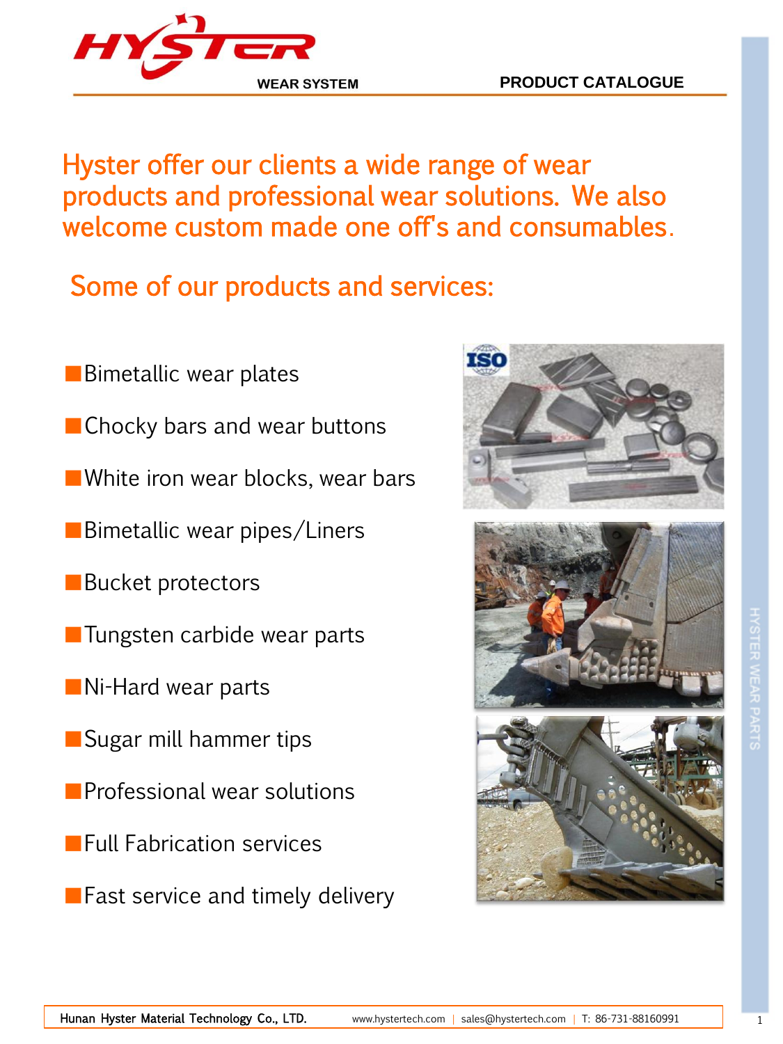# HYSTER

WEAR SYSTEM

PRODUCT CATALOGUE

## Hyster offer our clients a wide range of wear products and professional wear solutions. We also welcome custom made one off's and consumables.

## Some of our products and services:

- Bimetallic wear plates
- Chocky bars and wear buttons
- White iron wear blocks, wear bars
- Bimetallic wear pipes/Liners
- Bucket protectors
- Tungsten carbide wear parts
- Ni-Hard wear parts
- Sugar mill hammer tips
- Professional wear solutions
- Full Fabrication services
- Fast service and timely delivery

HYSTER WEAR PARTS

Hunan Hyster Material Technology Co., LTD. www.hystertech.com | sales@hystertech.com | T: 86-731-88160991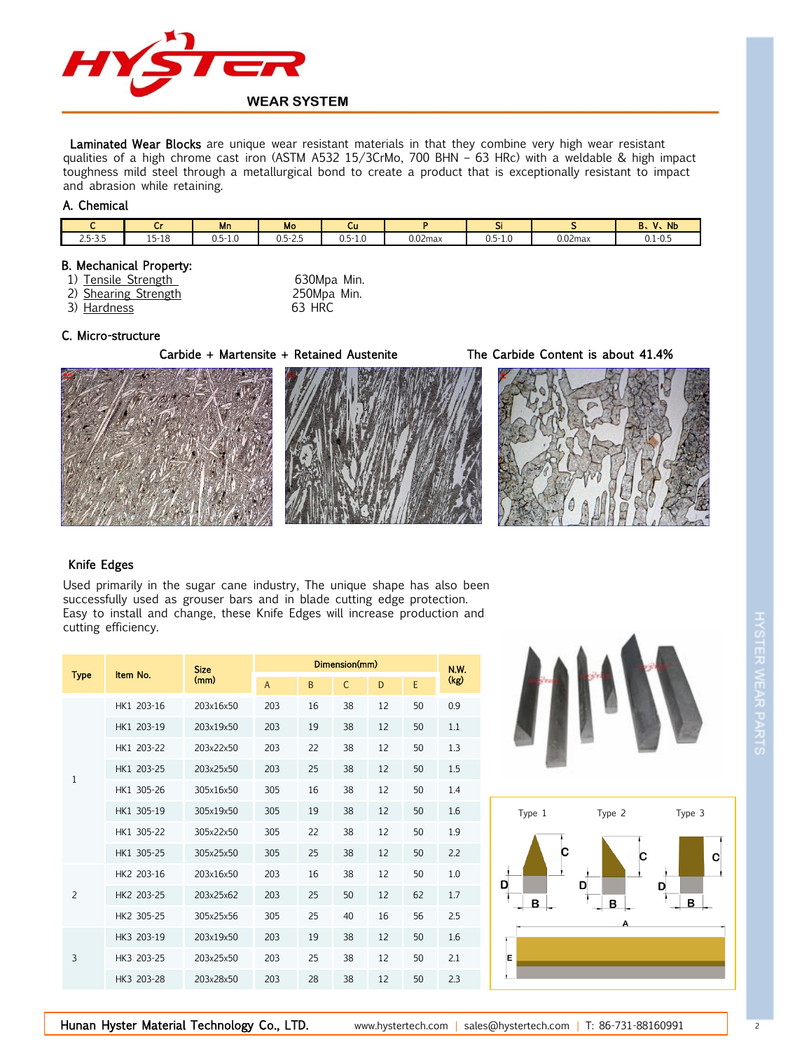**Laminated Wear Blocks** are unique wear resistant materials in that they combine very high wear resistant qualities of a high chrome cast iron (ASTM A532 15/3CrMo, 700 BHN – 63 HRc) with a weldable & high impact toughness mild steel through a metallurgical bond to create a product that is exceptionally resistant to impact and abrasion while retaining.

### A. Chemical

| C | Cr | Mn | Mo | Cu | P | Si | S | B、V、Nb |
|---|---|---|---|---|---|---|---|---|
| 2.5-3.5 | 15-18 | 0.5-1.0 | 0.5-2.5 | 0.5-1.0 | 0.02max | 0.5-1.0 | 0.02max | 0.1-0.5 |

### B. Mechanical Property:

1) Tensile Strength — 630Mpa Min.
2) Shearing Strength — 250Mpa Min.
3) Hardness — 63 HRC

### C. Micro-structure

Carbide + Martensite + Retained Austenite

The Carbide Content is about 41.4%

## Knife Edges

Used primarily in the sugar cane industry, The unique shape has also been successfully used as grouser bars and in blade cutting edge protection. Easy to install and change, these Knife Edges will increase production and cutting efficiency.

| Type | Item No. | Size (mm) | Dimension(mm) | | | | | N.W. (kg) |
|---|---|---|---|---|---|---|---|---|
| | | | A | B | C | D | E | |
| 1 | HK1 203-16 | 203x16x50 | 203 | 16 | 38 | 12 | 50 | 0.9 |
| | HK1 203-19 | 203x19x50 | 203 | 19 | 38 | 12 | 50 | 1.1 |
| | HK1 203-22 | 203x22x50 | 203 | 22 | 38 | 12 | 50 | 1.3 |
| | HK1 203-25 | 203x25x50 | 203 | 25 | 38 | 12 | 50 | 1.5 |
| | HK1 305-26 | 305x16x50 | 305 | 16 | 38 | 12 | 50 | 1.4 |
| | HK1 305-19 | 305x19x50 | 305 | 19 | 38 | 12 | 50 | 1.6 |
| | HK1 305-22 | 305x22x50 | 305 | 22 | 38 | 12 | 50 | 1.9 |
| | HK1 305-25 | 305x25x50 | 305 | 25 | 38 | 12 | 50 | 2.2 |
| 2 | HK2 203-16 | 203x16x50 | 203 | 16 | 38 | 12 | 50 | 1.0 |
| | HK2 203-25 | 203x25x62 | 203 | 25 | 50 | 12 | 62 | 1.7 |
| | HK2 305-25 | 305x25x56 | 305 | 25 | 40 | 16 | 56 | 2.5 |
| 3 | HK3 203-19 | 203x19x50 | 203 | 19 | 38 | 12 | 50 | 1.6 |
| | HK3 203-25 | 203x25x50 | 203 | 25 | 38 | 12 | 50 | 2.1 |
| | HK3 203-28 | 203x28x50 | 203 | 28 | 38 | 12 | 50 | 2.3 |

Type 1 Type 2 Type 3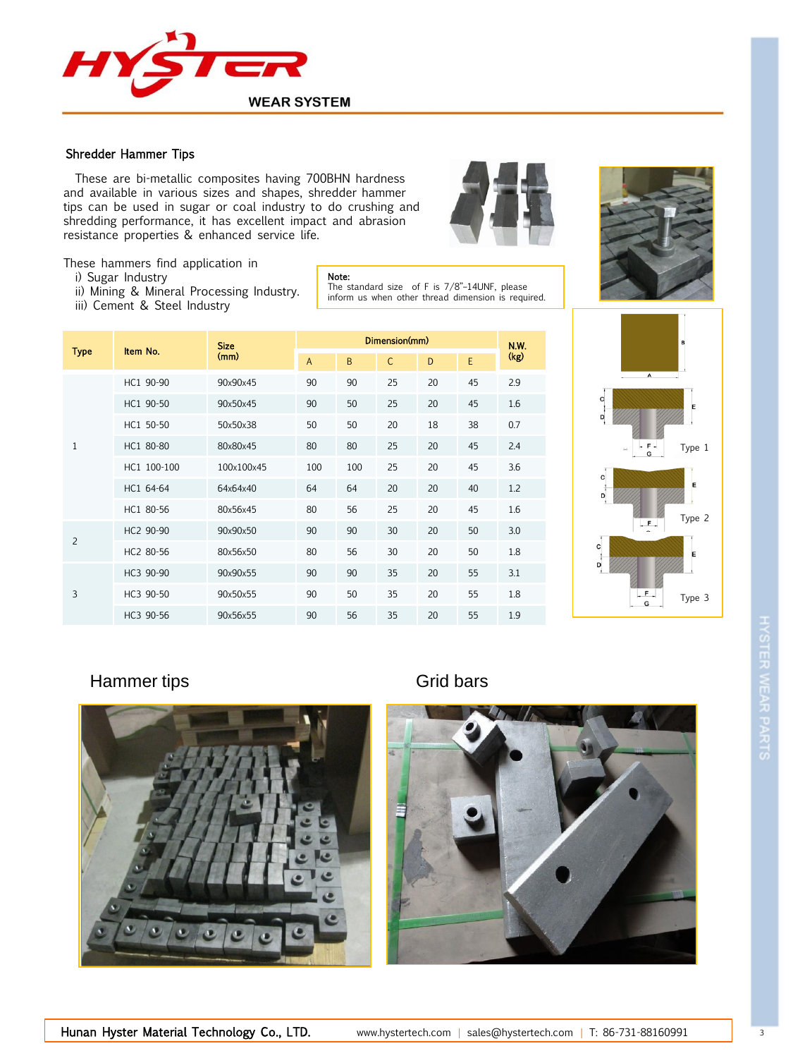## Shredder Hammer Tips

These are bi-metallic composites having 700BHN hardness and available in various sizes and shapes, shredder hammer tips can be used in sugar or coal industry to do crushing and shredding performance, it has excellent impact and abrasion resistance properties & enhanced service life.

These hammers find application in

- i) Sugar Industry
- ii) Mining & Mineral Processing Industry.
- iii) Cement & Steel Industry

**Note:**
The standard size of F is 7/8"-14UNF, please inform us when other thread dimension is required.

| Type | Item No. | Size (mm) | Dimension(mm) | | | | | N.W. (kg) |
|---|---|---|---|---|---|---|---|---|
| | | | A | B | C | D | E | |
| 1 | HC1 90-90 | 90x90x45 | 90 | 90 | 25 | 20 | 45 | 2.9 |
| | HC1 90-50 | 90x50x45 | 90 | 50 | 25 | 20 | 45 | 1.6 |
| | HC1 50-50 | 50x50x38 | 50 | 50 | 20 | 18 | 38 | 0.7 |
| | HC1 80-80 | 80x80x45 | 80 | 80 | 25 | 20 | 45 | 2.4 |
| | HC1 100-100 | 100x100x45 | 100 | 100 | 25 | 20 | 45 | 3.6 |
| | HC1 64-64 | 64x64x40 | 64 | 64 | 20 | 20 | 40 | 1.2 |
| | HC1 80-56 | 80x56x45 | 80 | 56 | 25 | 20 | 45 | 1.6 |
| 2 | HC2 90-90 | 90x90x50 | 90 | 90 | 30 | 20 | 50 | 3.0 |
| | HC2 80-56 | 80x56x50 | 80 | 56 | 30 | 20 | 50 | 1.8 |
| 3 | HC3 90-90 | 90x90x55 | 90 | 90 | 35 | 20 | 55 | 3.1 |
| | HC3 90-50 | 90x50x55 | 90 | 50 | 35 | 20 | 55 | 1.8 |
| | HC3 90-56 | 90x56x55 | 90 | 56 | 35 | 20 | 55 | 1.9 |

Type 1

Type 2

Type 3

## Hammer tips

## Grid bars

Hunan Hyster Material Technology Co., LTD. www.hystertech.com | sales@hystertech.com | T: 86-731-88160991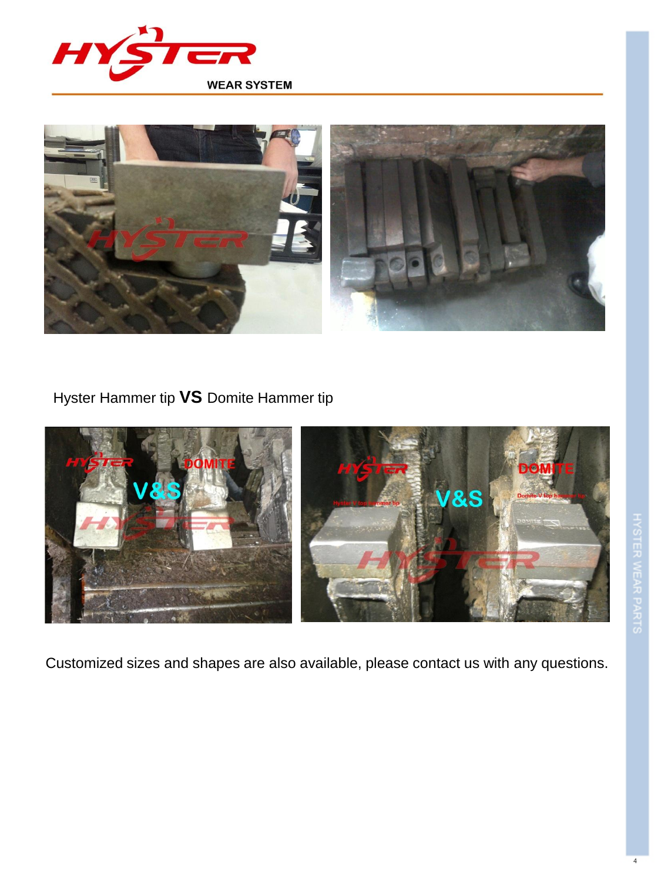Hyster Hammer tip **VS** Domite Hammer tip

Customized sizes and shapes are also available, please contact us with any questions.